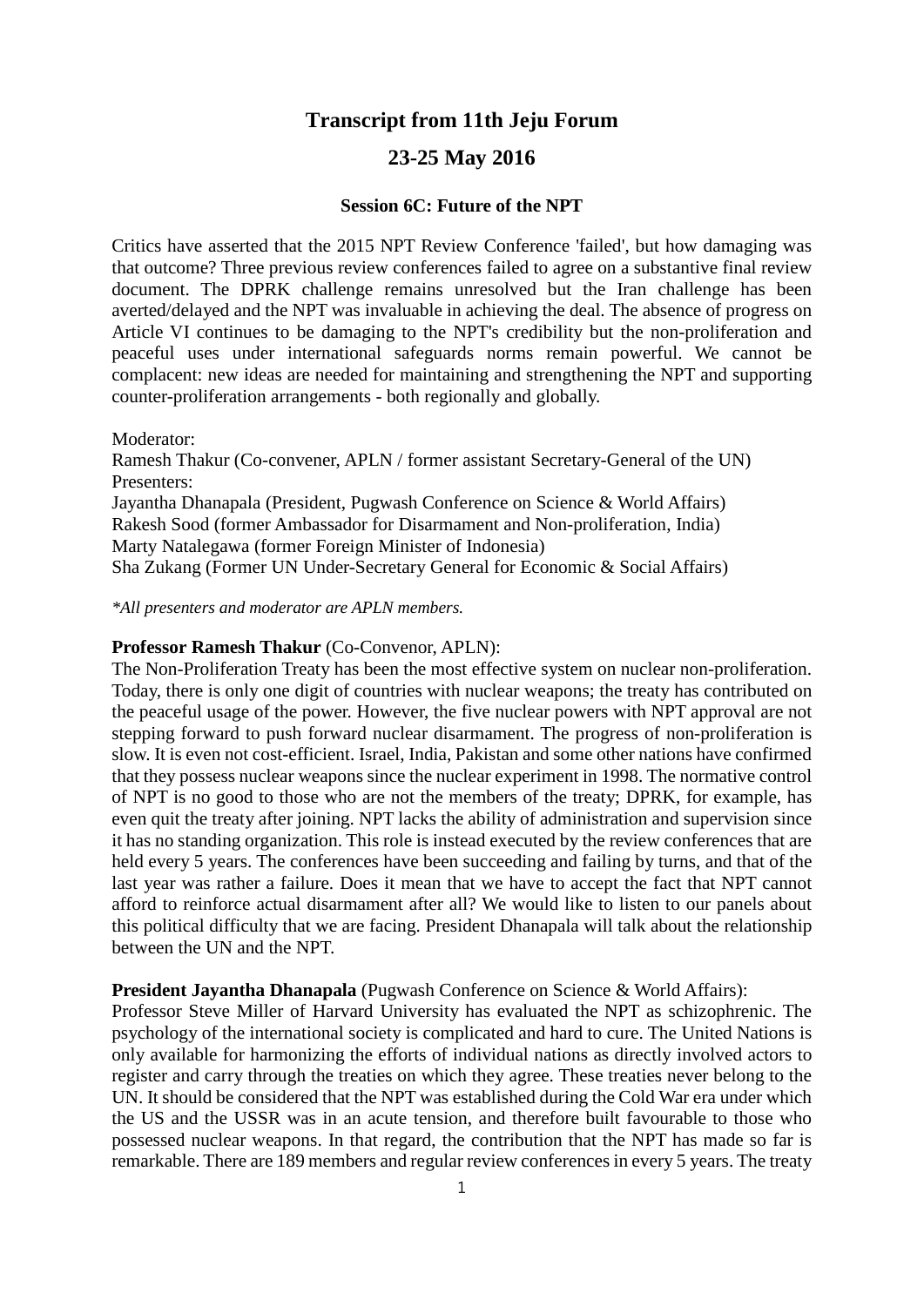# Transcript from 11th Jeju Forum

## 23-25 May 2016

### Session 6C: Future of the NPT

Critics have asserted that the 2015 NPT Review Conference 'failed', but how damaging was that outcome? Three previous review conferences failed to agree on a substantive final review document. The DPRK challenge remains unresolved but the Iran challenge has been averted/delayed and the NPT was invaluable in achieving the deal. The absence of progress on Article VI continues to be damaging to the NPT's credibility but the non-proliferation and peaceful uses under international safeguards norms remain powerful. We cannot be complacent: new ideas are needed for maintaining and strengthening the NPT and supporting counter-proliferation arrangements - both regionally and globally.

Moderator:
Ramesh Thakur (Co-convener, APLN / former assistant Secretary-General of the UN)
Presenters:
Jayantha Dhanapala (President, Pugwash Conference on Science & World Affairs)
Rakesh Sood (former Ambassador for Disarmament and Non-proliferation, India)
Marty Natalegawa (former Foreign Minister of Indonesia)
Sha Zukang (Former UN Under-Secretary General for Economic & Social Affairs)

*\*All presenters and moderator are APLN members.*

**Professor Ramesh Thakur** (Co-Convenor, APLN):
The Non-Proliferation Treaty has been the most effective system on nuclear non-proliferation. Today, there is only one digit of countries with nuclear weapons; the treaty has contributed on the peaceful usage of the power. However, the five nuclear powers with NPT approval are not stepping forward to push forward nuclear disarmament. The progress of non-proliferation is slow. It is even not cost-efficient. Israel, India, Pakistan and some other nations have confirmed that they possess nuclear weapons since the nuclear experiment in 1998. The normative control of NPT is no good to those who are not the members of the treaty; DPRK, for example, has even quit the treaty after joining. NPT lacks the ability of administration and supervision since it has no standing organization. This role is instead executed by the review conferences that are held every 5 years. The conferences have been succeeding and failing by turns, and that of the last year was rather a failure. Does it mean that we have to accept the fact that NPT cannot afford to reinforce actual disarmament after all? We would like to listen to our panels about this political difficulty that we are facing. President Dhanapala will talk about the relationship between the UN and the NPT.

**President Jayantha Dhanapala** (Pugwash Conference on Science & World Affairs):
Professor Steve Miller of Harvard University has evaluated the NPT as schizophrenic. The psychology of the international society is complicated and hard to cure. The United Nations is only available for harmonizing the efforts of individual nations as directly involved actors to register and carry through the treaties on which they agree. These treaties never belong to the UN. It should be considered that the NPT was established during the Cold War era under which the US and the USSR was in an acute tension, and therefore built favourable to those who possessed nuclear weapons. In that regard, the contribution that the NPT has made so far is remarkable. There are 189 members and regular review conferences in every 5 years. The treaty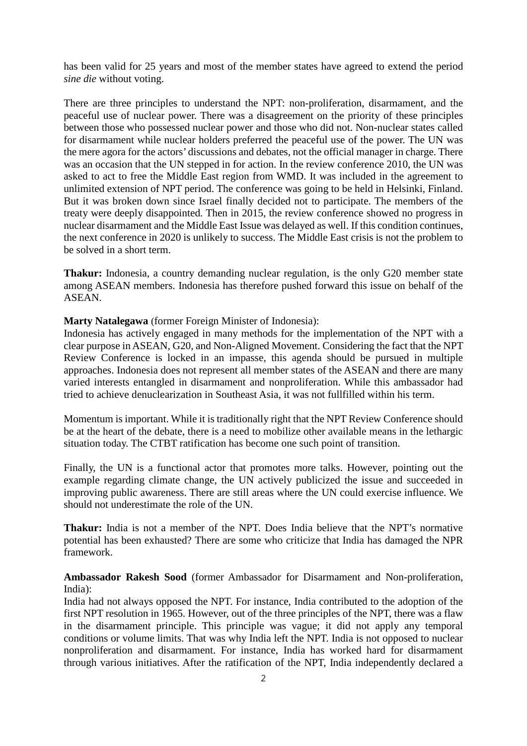has been valid for 25 years and most of the member states have agreed to extend the period *sine die* without voting.

There are three principles to understand the NPT: non-proliferation, disarmament, and the peaceful use of nuclear power. There was a disagreement on the priority of these principles between those who possessed nuclear power and those who did not. Non-nuclear states called for disarmament while nuclear holders preferred the peaceful use of the power. The UN was the mere agora for the actors' discussions and debates, not the official manager in charge. There was an occasion that the UN stepped in for action. In the review conference 2010, the UN was asked to act to free the Middle East region from WMD. It was included in the agreement to unlimited extension of NPT period. The conference was going to be held in Helsinki, Finland. But it was broken down since Israel finally decided not to participate. The members of the treaty were deeply disappointed. Then in 2015, the review conference showed no progress in nuclear disarmament and the Middle East Issue was delayed as well. If this condition continues, the next conference in 2020 is unlikely to success. The Middle East crisis is not the problem to be solved in a short term.

**Thakur:** Indonesia, a country demanding nuclear regulation, is the only G20 member state among ASEAN members. Indonesia has therefore pushed forward this issue on behalf of the ASEAN.

**Marty Natalegawa** (former Foreign Minister of Indonesia):
Indonesia has actively engaged in many methods for the implementation of the NPT with a clear purpose in ASEAN, G20, and Non-Aligned Movement. Considering the fact that the NPT Review Conference is locked in an impasse, this agenda should be pursued in multiple approaches. Indonesia does not represent all member states of the ASEAN and there are many varied interests entangled in disarmament and nonproliferation. While this ambassador had tried to achieve denuclearization in Southeast Asia, it was not fullfilled within his term.

Momentum is important. While it is traditionally right that the NPT Review Conference should be at the heart of the debate, there is a need to mobilize other available means in the lethargic situation today. The CTBT ratification has become one such point of transition.

Finally, the UN is a functional actor that promotes more talks. However, pointing out the example regarding climate change, the UN actively publicized the issue and succeeded in improving public awareness. There are still areas where the UN could exercise influence. We should not underestimate the role of the UN.

**Thakur:** India is not a member of the NPT. Does India believe that the NPT's normative potential has been exhausted? There are some who criticize that India has damaged the NPR framework.

**Ambassador Rakesh Sood** (former Ambassador for Disarmament and Non-proliferation, India):
India had not always opposed the NPT. For instance, India contributed to the adoption of the first NPT resolution in 1965. However, out of the three principles of the NPT, there was a flaw in the disarmament principle. This principle was vague; it did not apply any temporal conditions or volume limits. That was why India left the NPT. India is not opposed to nuclear nonproliferation and disarmament. For instance, India has worked hard for disarmament through various initiatives. After the ratification of the NPT, India independently declared a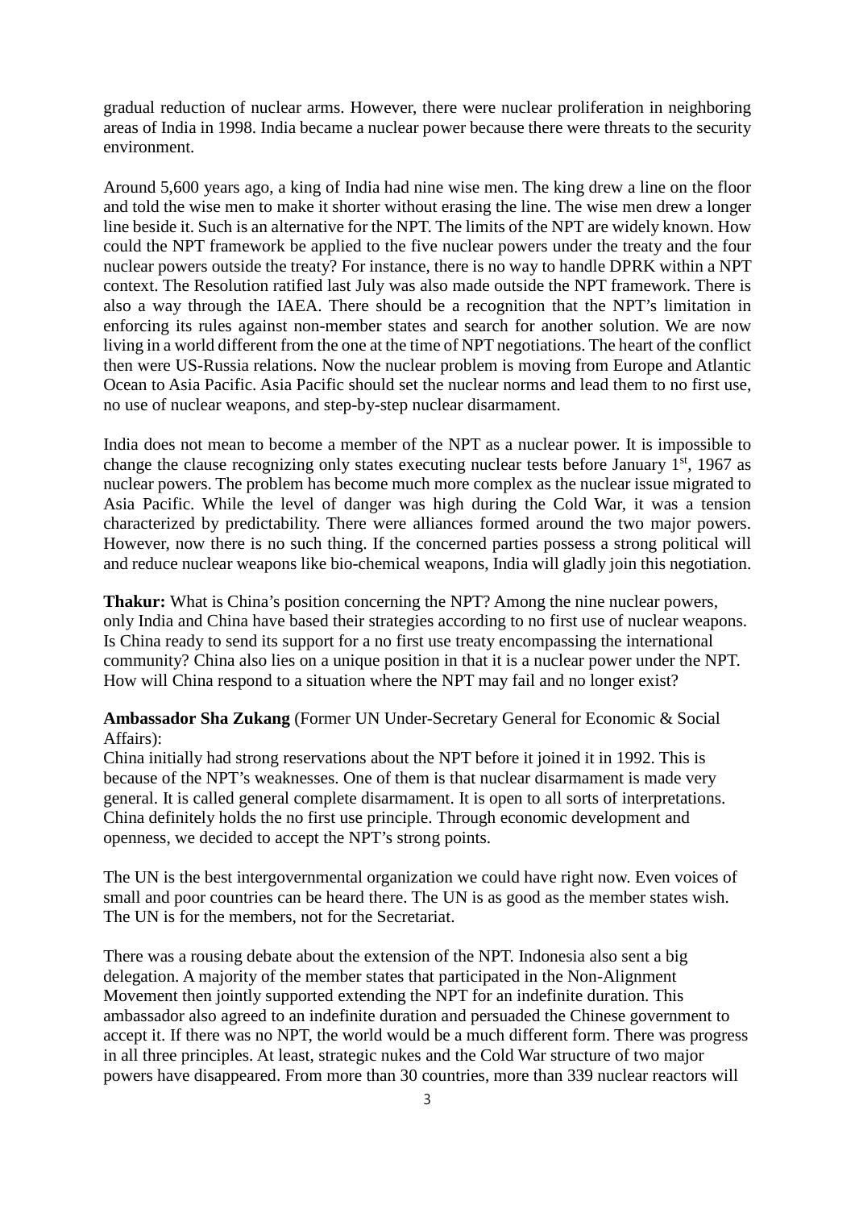gradual reduction of nuclear arms. However, there were nuclear proliferation in neighboring areas of India in 1998. India became a nuclear power because there were threats to the security environment.

Around 5,600 years ago, a king of India had nine wise men. The king drew a line on the floor and told the wise men to make it shorter without erasing the line. The wise men drew a longer line beside it. Such is an alternative for the NPT. The limits of the NPT are widely known. How could the NPT framework be applied to the five nuclear powers under the treaty and the four nuclear powers outside the treaty? For instance, there is no way to handle DPRK within a NPT context. The Resolution ratified last July was also made outside the NPT framework. There is also a way through the IAEA. There should be a recognition that the NPT's limitation in enforcing its rules against non-member states and search for another solution. We are now living in a world different from the one at the time of NPT negotiations. The heart of the conflict then were US-Russia relations. Now the nuclear problem is moving from Europe and Atlantic Ocean to Asia Pacific. Asia Pacific should set the nuclear norms and lead them to no first use, no use of nuclear weapons, and step-by-step nuclear disarmament.

India does not mean to become a member of the NPT as a nuclear power. It is impossible to change the clause recognizing only states executing nuclear tests before January 1st, 1967 as nuclear powers. The problem has become much more complex as the nuclear issue migrated to Asia Pacific. While the level of danger was high during the Cold War, it was a tension characterized by predictability. There were alliances formed around the two major powers. However, now there is no such thing. If the concerned parties possess a strong political will and reduce nuclear weapons like bio-chemical weapons, India will gladly join this negotiation.

**Thakur:** What is China's position concerning the NPT? Among the nine nuclear powers, only India and China have based their strategies according to no first use of nuclear weapons. Is China ready to send its support for a no first use treaty encompassing the international community? China also lies on a unique position in that it is a nuclear power under the NPT. How will China respond to a situation where the NPT may fail and no longer exist?

**Ambassador Sha Zukang** (Former UN Under-Secretary General for Economic & Social Affairs):
China initially had strong reservations about the NPT before it joined it in 1992. This is because of the NPT's weaknesses. One of them is that nuclear disarmament is made very general. It is called general complete disarmament. It is open to all sorts of interpretations. China definitely holds the no first use principle. Through economic development and openness, we decided to accept the NPT's strong points.

The UN is the best intergovernmental organization we could have right now. Even voices of small and poor countries can be heard there. The UN is as good as the member states wish. The UN is for the members, not for the Secretariat.

There was a rousing debate about the extension of the NPT. Indonesia also sent a big delegation. A majority of the member states that participated in the Non-Alignment Movement then jointly supported extending the NPT for an indefinite duration. This ambassador also agreed to an indefinite duration and persuaded the Chinese government to accept it. If there was no NPT, the world would be a much different form. There was progress in all three principles. At least, strategic nukes and the Cold War structure of two major powers have disappeared. From more than 30 countries, more than 339 nuclear reactors will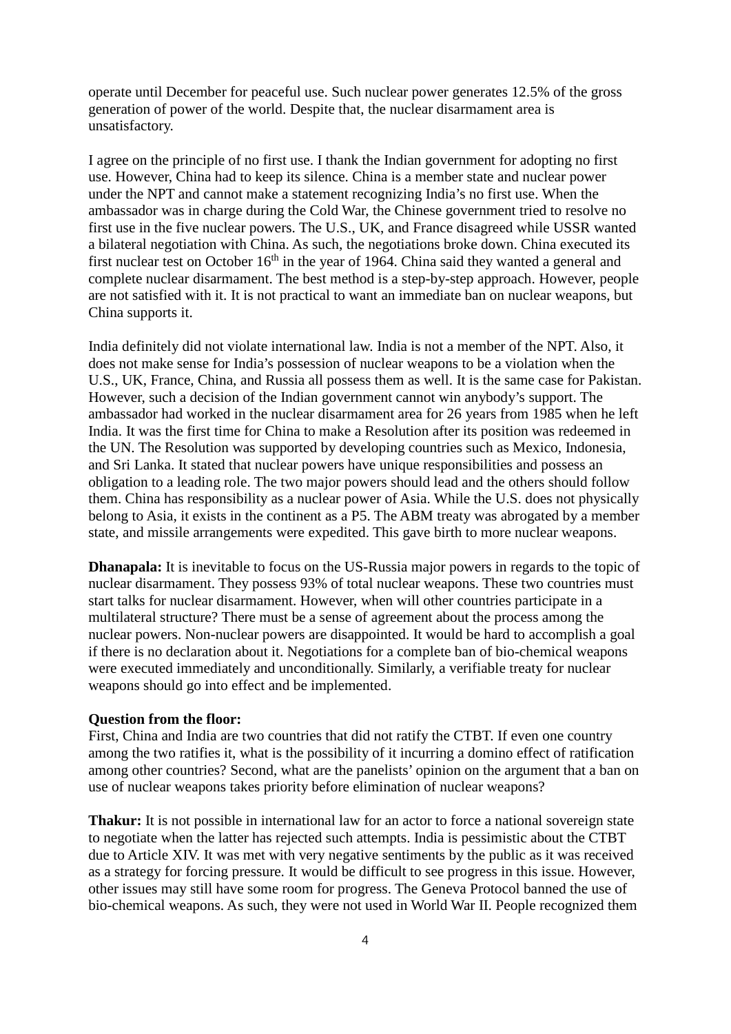operate until December for peaceful use. Such nuclear power generates 12.5% of the gross generation of power of the world. Despite that, the nuclear disarmament area is unsatisfactory.

I agree on the principle of no first use. I thank the Indian government for adopting no first use. However, China had to keep its silence. China is a member state and nuclear power under the NPT and cannot make a statement recognizing India's no first use. When the ambassador was in charge during the Cold War, the Chinese government tried to resolve no first use in the five nuclear powers. The U.S., UK, and France disagreed while USSR wanted a bilateral negotiation with China. As such, the negotiations broke down. China executed its first nuclear test on October 16th in the year of 1964. China said they wanted a general and complete nuclear disarmament. The best method is a step-by-step approach. However, people are not satisfied with it. It is not practical to want an immediate ban on nuclear weapons, but China supports it.

India definitely did not violate international law. India is not a member of the NPT. Also, it does not make sense for India's possession of nuclear weapons to be a violation when the U.S., UK, France, China, and Russia all possess them as well. It is the same case for Pakistan. However, such a decision of the Indian government cannot win anybody's support. The ambassador had worked in the nuclear disarmament area for 26 years from 1985 when he left India. It was the first time for China to make a Resolution after its position was redeemed in the UN. The Resolution was supported by developing countries such as Mexico, Indonesia, and Sri Lanka. It stated that nuclear powers have unique responsibilities and possess an obligation to a leading role. The two major powers should lead and the others should follow them. China has responsibility as a nuclear power of Asia. While the U.S. does not physically belong to Asia, it exists in the continent as a P5. The ABM treaty was abrogated by a member state, and missile arrangements were expedited. This gave birth to more nuclear weapons.

**Dhanapala:** It is inevitable to focus on the US-Russia major powers in regards to the topic of nuclear disarmament. They possess 93% of total nuclear weapons. These two countries must start talks for nuclear disarmament. However, when will other countries participate in a multilateral structure? There must be a sense of agreement about the process among the nuclear powers. Non-nuclear powers are disappointed. It would be hard to accomplish a goal if there is no declaration about it. Negotiations for a complete ban of bio-chemical weapons were executed immediately and unconditionally. Similarly, a verifiable treaty for nuclear weapons should go into effect and be implemented.

**Question from the floor:**
First, China and India are two countries that did not ratify the CTBT. If even one country among the two ratifies it, what is the possibility of it incurring a domino effect of ratification among other countries? Second, what are the panelists' opinion on the argument that a ban on use of nuclear weapons takes priority before elimination of nuclear weapons?

**Thakur:** It is not possible in international law for an actor to force a national sovereign state to negotiate when the latter has rejected such attempts. India is pessimistic about the CTBT due to Article XIV. It was met with very negative sentiments by the public as it was received as a strategy for forcing pressure. It would be difficult to see progress in this issue. However, other issues may still have some room for progress. The Geneva Protocol banned the use of bio-chemical weapons. As such, they were not used in World War II. People recognized them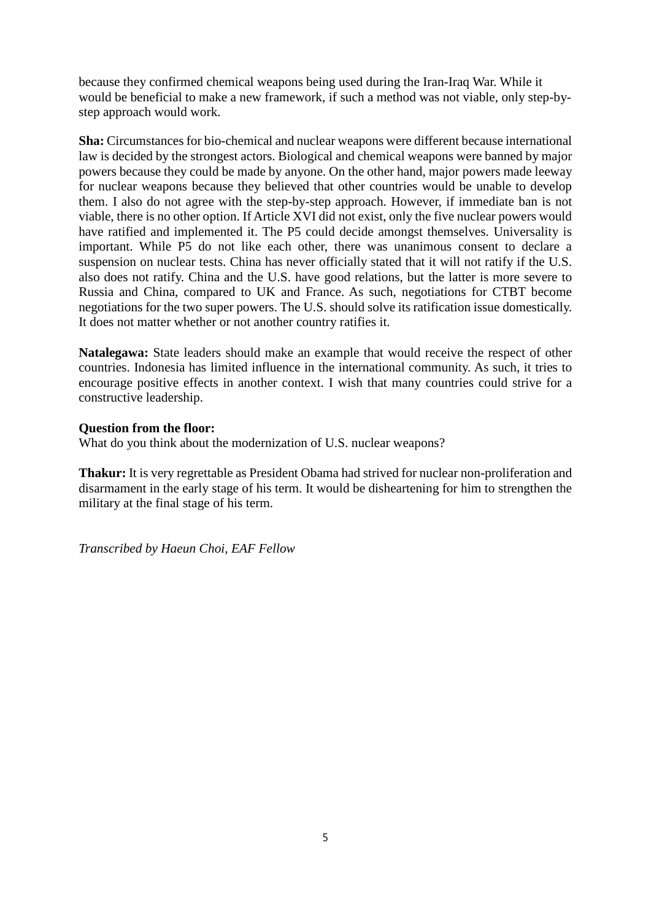because they confirmed chemical weapons being used during the Iran-Iraq War. While it would be beneficial to make a new framework, if such a method was not viable, only step-by-step approach would work.

**Sha:** Circumstances for bio-chemical and nuclear weapons were different because international law is decided by the strongest actors. Biological and chemical weapons were banned by major powers because they could be made by anyone. On the other hand, major powers made leeway for nuclear weapons because they believed that other countries would be unable to develop them. I also do not agree with the step-by-step approach. However, if immediate ban is not viable, there is no other option. If Article XVI did not exist, only the five nuclear powers would have ratified and implemented it. The P5 could decide amongst themselves. Universality is important. While P5 do not like each other, there was unanimous consent to declare a suspension on nuclear tests. China has never officially stated that it will not ratify if the U.S. also does not ratify. China and the U.S. have good relations, but the latter is more severe to Russia and China, compared to UK and France. As such, negotiations for CTBT become negotiations for the two super powers. The U.S. should solve its ratification issue domestically. It does not matter whether or not another country ratifies it.

**Natalegawa:** State leaders should make an example that would receive the respect of other countries. Indonesia has limited influence in the international community. As such, it tries to encourage positive effects in another context. I wish that many countries could strive for a constructive leadership.

**Question from the floor:**
What do you think about the modernization of U.S. nuclear weapons?

**Thakur:** It is very regrettable as President Obama had strived for nuclear non-proliferation and disarmament in the early stage of his term. It would be disheartening for him to strengthen the military at the final stage of his term.

*Transcribed by Haeun Choi, EAF Fellow*